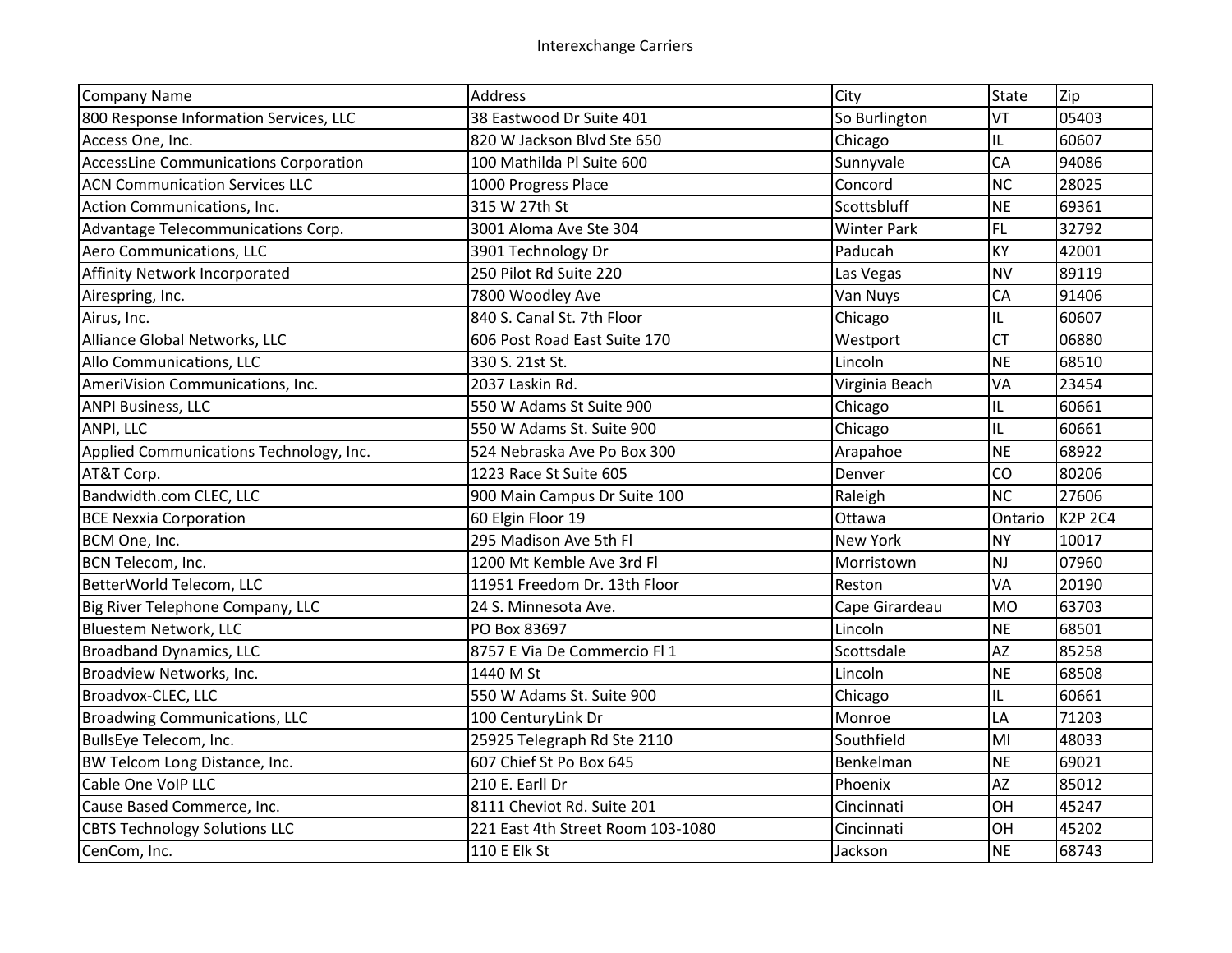# Interexchange Carriers

| Company Name | Address | City | State | Zip |
|---|---|---|---|---|
| 800 Response Information Services, LLC | 38 Eastwood Dr Suite 401 | So Burlington | VT | 05403 |
| Access One, Inc. | 820 W Jackson Blvd Ste 650 | Chicago | IL | 60607 |
| AccessLine Communications Corporation | 100 Mathilda Pl Suite 600 | Sunnyvale | CA | 94086 |
| ACN Communication Services LLC | 1000 Progress Place | Concord | NC | 28025 |
| Action Communications, Inc. | 315 W 27th St | Scottsbluff | NE | 69361 |
| Advantage Telecommunications Corp. | 3001 Aloma Ave Ste 304 | Winter Park | FL | 32792 |
| Aero Communications, LLC | 3901 Technology Dr | Paducah | KY | 42001 |
| Affinity Network Incorporated | 250 Pilot Rd Suite 220 | Las Vegas | NV | 89119 |
| Airespring, Inc. | 7800 Woodley Ave | Van Nuys | CA | 91406 |
| Airus, Inc. | 840 S. Canal St. 7th Floor | Chicago | IL | 60607 |
| Alliance Global Networks, LLC | 606 Post Road East Suite 170 | Westport | CT | 06880 |
| Allo Communications, LLC | 330 S. 21st St. | Lincoln | NE | 68510 |
| AmeriVision Communications, Inc. | 2037 Laskin Rd. | Virginia Beach | VA | 23454 |
| ANPI Business, LLC | 550 W Adams St Suite 900 | Chicago | IL | 60661 |
| ANPI, LLC | 550 W Adams St. Suite 900 | Chicago | IL | 60661 |
| Applied Communications Technology, Inc. | 524 Nebraska Ave Po Box 300 | Arapahoe | NE | 68922 |
| AT&T Corp. | 1223 Race St Suite 605 | Denver | CO | 80206 |
| Bandwidth.com CLEC, LLC | 900 Main Campus Dr Suite 100 | Raleigh | NC | 27606 |
| BCE Nexxia Corporation | 60 Elgin Floor 19 | Ottawa | Ontario | K2P 2C4 |
| BCM One, Inc. | 295 Madison Ave 5th Fl | New York | NY | 10017 |
| BCN Telecom, Inc. | 1200 Mt Kemble Ave 3rd Fl | Morristown | NJ | 07960 |
| BetterWorld Telecom, LLC | 11951 Freedom Dr. 13th Floor | Reston | VA | 20190 |
| Big River Telephone Company, LLC | 24 S. Minnesota Ave. | Cape Girardeau | MO | 63703 |
| Bluestem Network, LLC | PO Box 83697 | Lincoln | NE | 68501 |
| Broadband Dynamics, LLC | 8757 E Via De Commercio Fl 1 | Scottsdale | AZ | 85258 |
| Broadview Networks, Inc. | 1440 M St | Lincoln | NE | 68508 |
| Broadvox-CLEC, LLC | 550 W Adams St. Suite 900 | Chicago | IL | 60661 |
| Broadwing Communications, LLC | 100 CenturyLink Dr | Monroe | LA | 71203 |
| BullsEye Telecom, Inc. | 25925 Telegraph Rd Ste 2110 | Southfield | MI | 48033 |
| BW Telcom Long Distance, Inc. | 607 Chief St Po Box 645 | Benkelman | NE | 69021 |
| Cable One VoIP LLC | 210 E. Earll Dr | Phoenix | AZ | 85012 |
| Cause Based Commerce, Inc. | 8111 Cheviot Rd. Suite 201 | Cincinnati | OH | 45247 |
| CBTS Technology Solutions LLC | 221 East 4th Street Room 103-1080 | Cincinnati | OH | 45202 |
| CenCom, Inc. | 110 E Elk St | Jackson | NE | 68743 |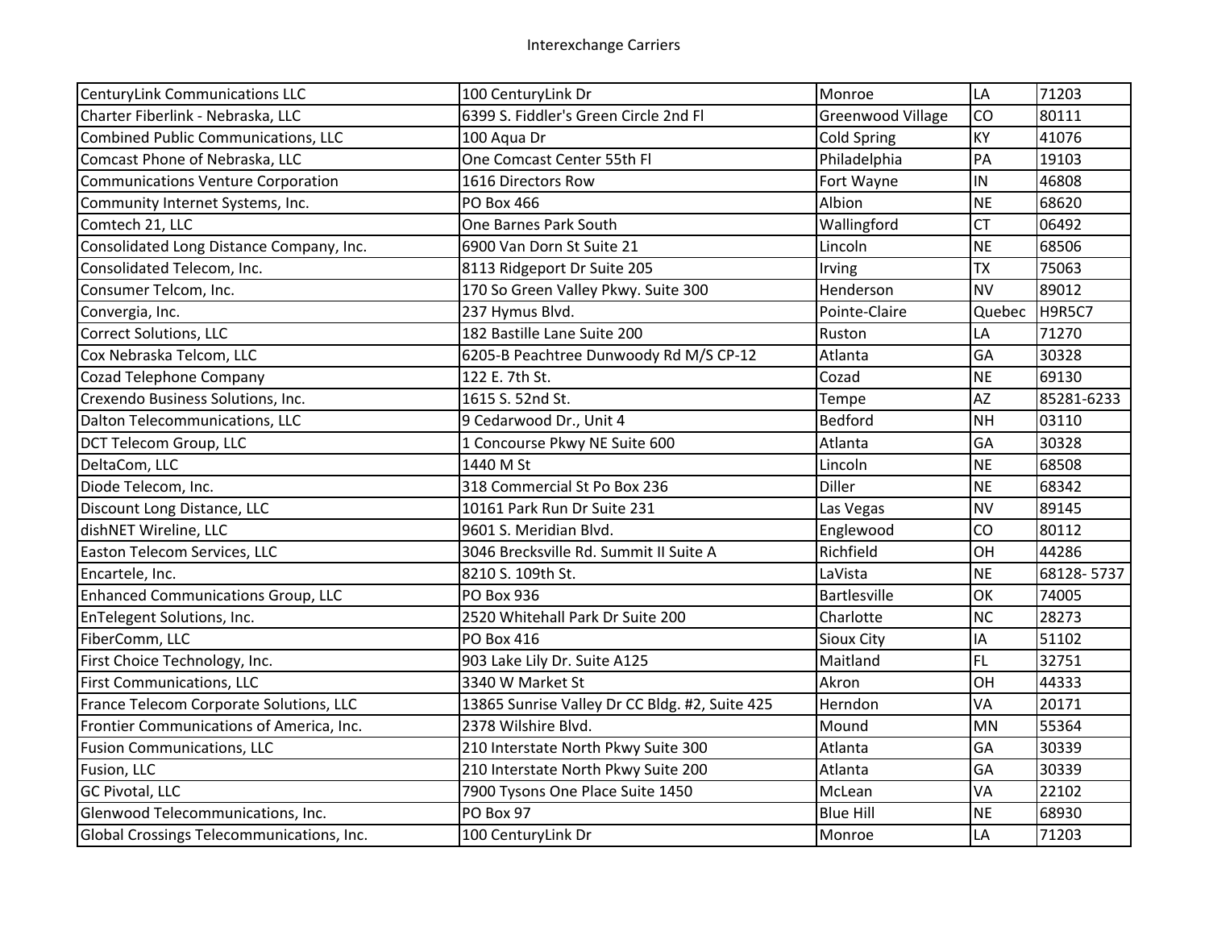Interexchange Carriers

| | | | | |
|---|---|---|---|---|
| CenturyLink Communications LLC | 100 CenturyLink Dr | Monroe | LA | 71203 |
| Charter Fiberlink - Nebraska, LLC | 6399 S. Fiddler's Green Circle 2nd Fl | Greenwood Village | CO | 80111 |
| Combined Public Communications, LLC | 100 Aqua Dr | Cold Spring | KY | 41076 |
| Comcast Phone of Nebraska, LLC | One Comcast Center 55th Fl | Philadelphia | PA | 19103 |
| Communications Venture Corporation | 1616 Directors Row | Fort Wayne | IN | 46808 |
| Community Internet Systems, Inc. | PO Box 466 | Albion | NE | 68620 |
| Comtech 21, LLC | One Barnes Park South | Wallingford | CT | 06492 |
| Consolidated Long Distance Company, Inc. | 6900 Van Dorn St Suite 21 | Lincoln | NE | 68506 |
| Consolidated Telecom, Inc. | 8113 Ridgeport Dr Suite 205 | Irving | TX | 75063 |
| Consumer Telcom, Inc. | 170 So Green Valley Pkwy. Suite 300 | Henderson | NV | 89012 |
| Convergia, Inc. | 237 Hymus Blvd. | Pointe-Claire | Quebec | H9R5C7 |
| Correct Solutions, LLC | 182 Bastille Lane Suite 200 | Ruston | LA | 71270 |
| Cox Nebraska Telcom, LLC | 6205-B Peachtree Dunwoody Rd M/S CP-12 | Atlanta | GA | 30328 |
| Cozad Telephone Company | 122 E. 7th St. | Cozad | NE | 69130 |
| Crexendo Business Solutions, Inc. | 1615 S. 52nd St. | Tempe | AZ | 85281-6233 |
| Dalton Telecommunications, LLC | 9 Cedarwood Dr., Unit 4 | Bedford | NH | 03110 |
| DCT Telecom Group, LLC | 1 Concourse Pkwy NE Suite 600 | Atlanta | GA | 30328 |
| DeltaCom, LLC | 1440 M St | Lincoln | NE | 68508 |
| Diode Telecom, Inc. | 318 Commercial St Po Box 236 | Diller | NE | 68342 |
| Discount Long Distance, LLC | 10161 Park Run Dr Suite 231 | Las Vegas | NV | 89145 |
| dishNET Wireline, LLC | 9601 S. Meridian Blvd. | Englewood | CO | 80112 |
| Easton Telecom Services, LLC | 3046 Brecksville Rd. Summit II Suite A | Richfield | OH | 44286 |
| Encartele, Inc. | 8210 S. 109th St. | LaVista | NE | 68128- 5737 |
| Enhanced Communications Group, LLC | PO Box 936 | Bartlesville | OK | 74005 |
| EnTelegent Solutions, Inc. | 2520 Whitehall Park Dr Suite 200 | Charlotte | NC | 28273 |
| FiberComm, LLC | PO Box 416 | Sioux City | IA | 51102 |
| First Choice Technology, Inc. | 903 Lake Lily Dr. Suite A125 | Maitland | FL | 32751 |
| First Communications, LLC | 3340 W Market St | Akron | OH | 44333 |
| France Telecom Corporate Solutions, LLC | 13865 Sunrise Valley Dr CC Bldg. #2, Suite 425 | Herndon | VA | 20171 |
| Frontier Communications of America, Inc. | 2378 Wilshire Blvd. | Mound | MN | 55364 |
| Fusion Communications, LLC | 210 Interstate North Pkwy Suite 300 | Atlanta | GA | 30339 |
| Fusion, LLC | 210 Interstate North Pkwy Suite 200 | Atlanta | GA | 30339 |
| GC Pivotal, LLC | 7900 Tysons One Place Suite 1450 | McLean | VA | 22102 |
| Glenwood Telecommunications, Inc. | PO Box 97 | Blue Hill | NE | 68930 |
| Global Crossings Telecommunications, Inc. | 100 CenturyLink Dr | Monroe | LA | 71203 |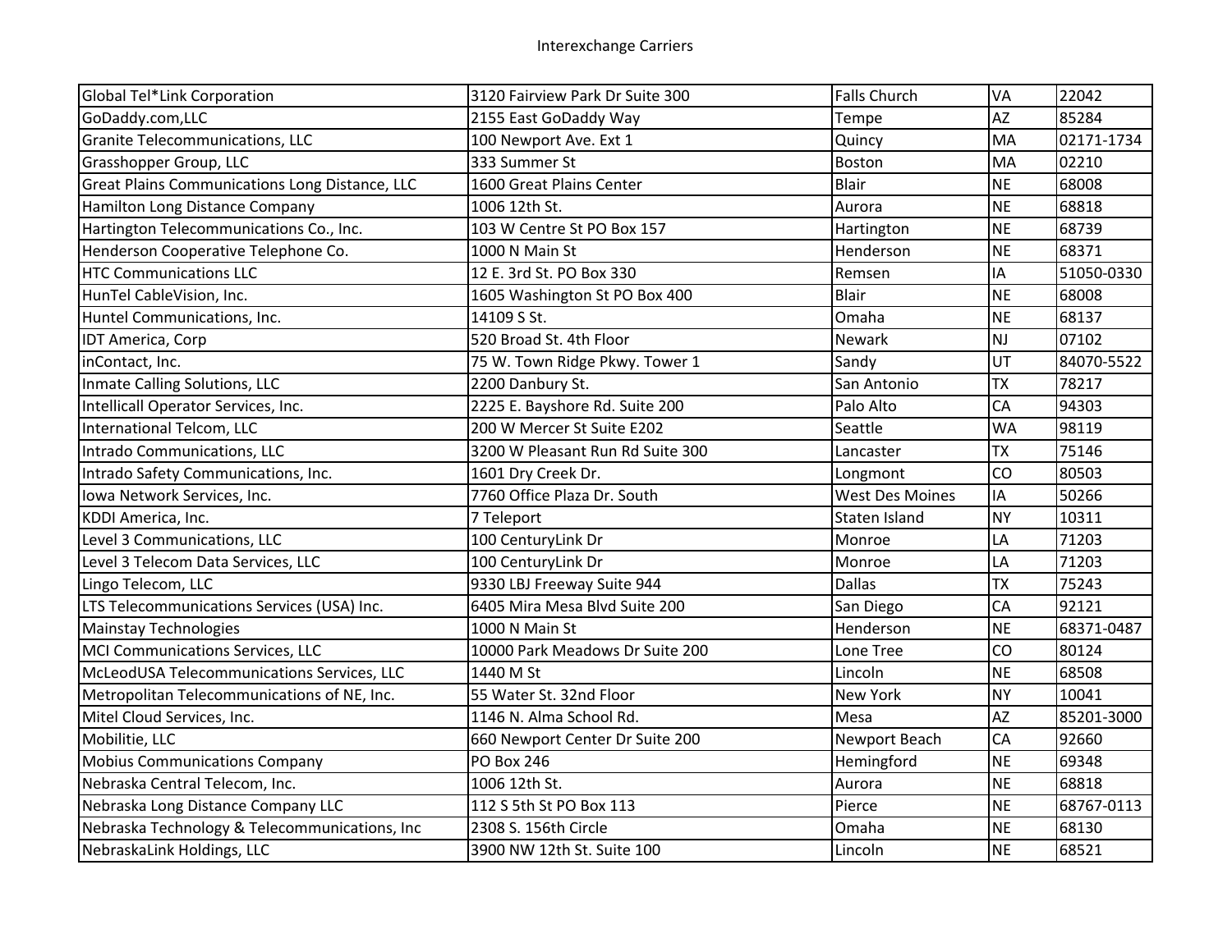Interexchange Carriers

| Global Tel*Link Corporation | 3120 Fairview Park Dr Suite 300 | Falls Church | VA | 22042 |
|---|---|---|---|---|
| GoDaddy.com,LLC | 2155 East GoDaddy Way | Tempe | AZ | 85284 |
| Granite Telecommunications, LLC | 100 Newport Ave. Ext 1 | Quincy | MA | 02171-1734 |
| Grasshopper Group, LLC | 333 Summer St | Boston | MA | 02210 |
| Great Plains Communications Long Distance, LLC | 1600 Great Plains Center | Blair | NE | 68008 |
| Hamilton Long Distance Company | 1006 12th St. | Aurora | NE | 68818 |
| Hartington Telecommunications Co., Inc. | 103 W Centre St PO Box 157 | Hartington | NE | 68739 |
| Henderson Cooperative Telephone Co. | 1000 N Main St | Henderson | NE | 68371 |
| HTC Communications LLC | 12 E. 3rd St. PO Box 330 | Remsen | IA | 51050-0330 |
| HunTel CableVision, Inc. | 1605 Washington St PO Box 400 | Blair | NE | 68008 |
| Huntel Communications, Inc. | 14109 S St. | Omaha | NE | 68137 |
| IDT America, Corp | 520 Broad St. 4th Floor | Newark | NJ | 07102 |
| inContact, Inc. | 75 W. Town Ridge Pkwy. Tower 1 | Sandy | UT | 84070-5522 |
| Inmate Calling Solutions, LLC | 2200 Danbury St. | San Antonio | TX | 78217 |
| Intellicall Operator Services, Inc. | 2225 E. Bayshore Rd. Suite 200 | Palo Alto | CA | 94303 |
| International Telcom, LLC | 200 W Mercer St Suite E202 | Seattle | WA | 98119 |
| Intrado Communications, LLC | 3200 W Pleasant Run Rd Suite 300 | Lancaster | TX | 75146 |
| Intrado Safety Communications, Inc. | 1601 Dry Creek Dr. | Longmont | CO | 80503 |
| Iowa Network Services, Inc. | 7760 Office Plaza Dr. South | West Des Moines | IA | 50266 |
| KDDI America, Inc. | 7 Teleport | Staten Island | NY | 10311 |
| Level 3 Communications, LLC | 100 CenturyLink Dr | Monroe | LA | 71203 |
| Level 3 Telecom Data Services, LLC | 100 CenturyLink Dr | Monroe | LA | 71203 |
| Lingo Telecom, LLC | 9330 LBJ Freeway Suite 944 | Dallas | TX | 75243 |
| LTS Telecommunications Services (USA) Inc. | 6405 Mira Mesa Blvd Suite 200 | San Diego | CA | 92121 |
| Mainstay Technologies | 1000 N Main St | Henderson | NE | 68371-0487 |
| MCI Communications Services, LLC | 10000 Park Meadows Dr Suite 200 | Lone Tree | CO | 80124 |
| McLeodUSA Telecommunications Services, LLC | 1440 M St | Lincoln | NE | 68508 |
| Metropolitan Telecommunications of NE, Inc. | 55 Water St. 32nd Floor | New York | NY | 10041 |
| Mitel Cloud Services, Inc. | 1146 N. Alma School Rd. | Mesa | AZ | 85201-3000 |
| Mobilitie, LLC | 660 Newport Center Dr Suite 200 | Newport Beach | CA | 92660 |
| Mobius Communications Company | PO Box 246 | Hemingford | NE | 69348 |
| Nebraska Central Telecom, Inc. | 1006 12th St. | Aurora | NE | 68818 |
| Nebraska Long Distance Company LLC | 112 S 5th St PO Box 113 | Pierce | NE | 68767-0113 |
| Nebraska Technology & Telecommunications, Inc | 2308 S. 156th Circle | Omaha | NE | 68130 |
| NebraskaLink Holdings, LLC | 3900 NW 12th St. Suite 100 | Lincoln | NE | 68521 |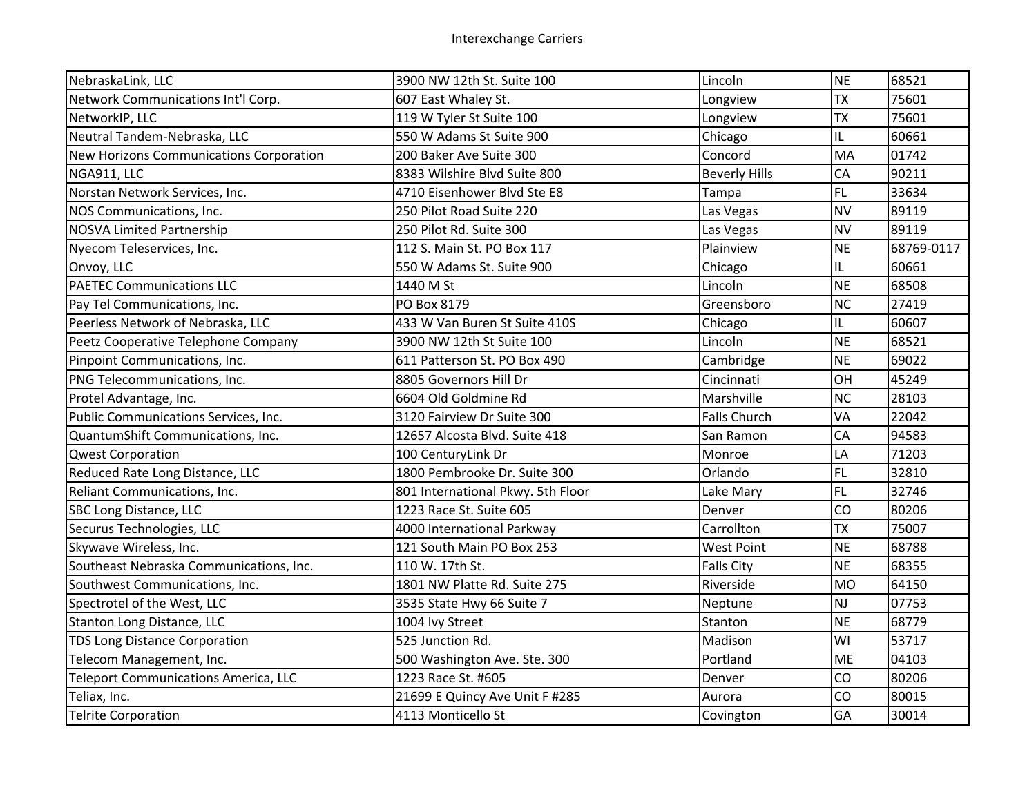| NebraskaLink, LLC | 3900 NW 12th St. Suite 100 | Lincoln | NE | 68521 |
|---|---|---|---|---|
| Network Communications Int'l Corp. | 607 East Whaley St. | Longview | TX | 75601 |
| NetworkIP, LLC | 119 W Tyler St Suite 100 | Longview | TX | 75601 |
| Neutral Tandem-Nebraska, LLC | 550 W Adams St Suite 900 | Chicago | IL | 60661 |
| New Horizons Communications Corporation | 200 Baker Ave Suite 300 | Concord | MA | 01742 |
| NGA911, LLC | 8383 Wilshire Blvd Suite 800 | Beverly Hills | CA | 90211 |
| Norstan Network Services, Inc. | 4710 Eisenhower Blvd Ste E8 | Tampa | FL | 33634 |
| NOS Communications, Inc. | 250 Pilot Road Suite 220 | Las Vegas | NV | 89119 |
| NOSVA Limited Partnership | 250 Pilot Rd. Suite 300 | Las Vegas | NV | 89119 |
| Nyecom Teleservices, Inc. | 112 S. Main St. PO Box 117 | Plainview | NE | 68769-0117 |
| Onvoy, LLC | 550 W Adams St. Suite 900 | Chicago | IL | 60661 |
| PAETEC Communications LLC | 1440 M St | Lincoln | NE | 68508 |
| Pay Tel Communications, Inc. | PO Box 8179 | Greensboro | NC | 27419 |
| Peerless Network of Nebraska, LLC | 433 W Van Buren St Suite 410S | Chicago | IL | 60607 |
| Peetz Cooperative Telephone Company | 3900 NW 12th St Suite 100 | Lincoln | NE | 68521 |
| Pinpoint Communications, Inc. | 611 Patterson St. PO Box 490 | Cambridge | NE | 69022 |
| PNG Telecommunications, Inc. | 8805 Governors Hill Dr | Cincinnati | OH | 45249 |
| Protel Advantage, Inc. | 6604 Old Goldmine Rd | Marshville | NC | 28103 |
| Public Communications Services, Inc. | 3120 Fairview Dr Suite 300 | Falls Church | VA | 22042 |
| QuantumShift Communications, Inc. | 12657 Alcosta Blvd. Suite 418 | San Ramon | CA | 94583 |
| Qwest Corporation | 100 CenturyLink Dr | Monroe | LA | 71203 |
| Reduced Rate Long Distance, LLC | 1800 Pembrooke Dr. Suite 300 | Orlando | FL | 32810 |
| Reliant Communications, Inc. | 801 International Pkwy. 5th Floor | Lake Mary | FL | 32746 |
| SBC Long Distance, LLC | 1223 Race St. Suite 605 | Denver | CO | 80206 |
| Securus Technologies, LLC | 4000 International Parkway | Carrollton | TX | 75007 |
| Skywave Wireless, Inc. | 121 South Main PO Box 253 | West Point | NE | 68788 |
| Southeast Nebraska Communications, Inc. | 110 W. 17th St. | Falls City | NE | 68355 |
| Southwest Communications, Inc. | 1801 NW Platte Rd. Suite 275 | Riverside | MO | 64150 |
| Spectrotel of the West, LLC | 3535 State Hwy 66 Suite 7 | Neptune | NJ | 07753 |
| Stanton Long Distance, LLC | 1004 Ivy Street | Stanton | NE | 68779 |
| TDS Long Distance Corporation | 525 Junction Rd. | Madison | WI | 53717 |
| Telecom Management, Inc. | 500 Washington Ave. Ste. 300 | Portland | ME | 04103 |
| Teleport Communications America, LLC | 1223 Race St. #605 | Denver | CO | 80206 |
| Teliax, Inc. | 21699 E Quincy Ave Unit F #285 | Aurora | CO | 80015 |
| Telrite Corporation | 4113 Monticello St | Covington | GA | 30014 |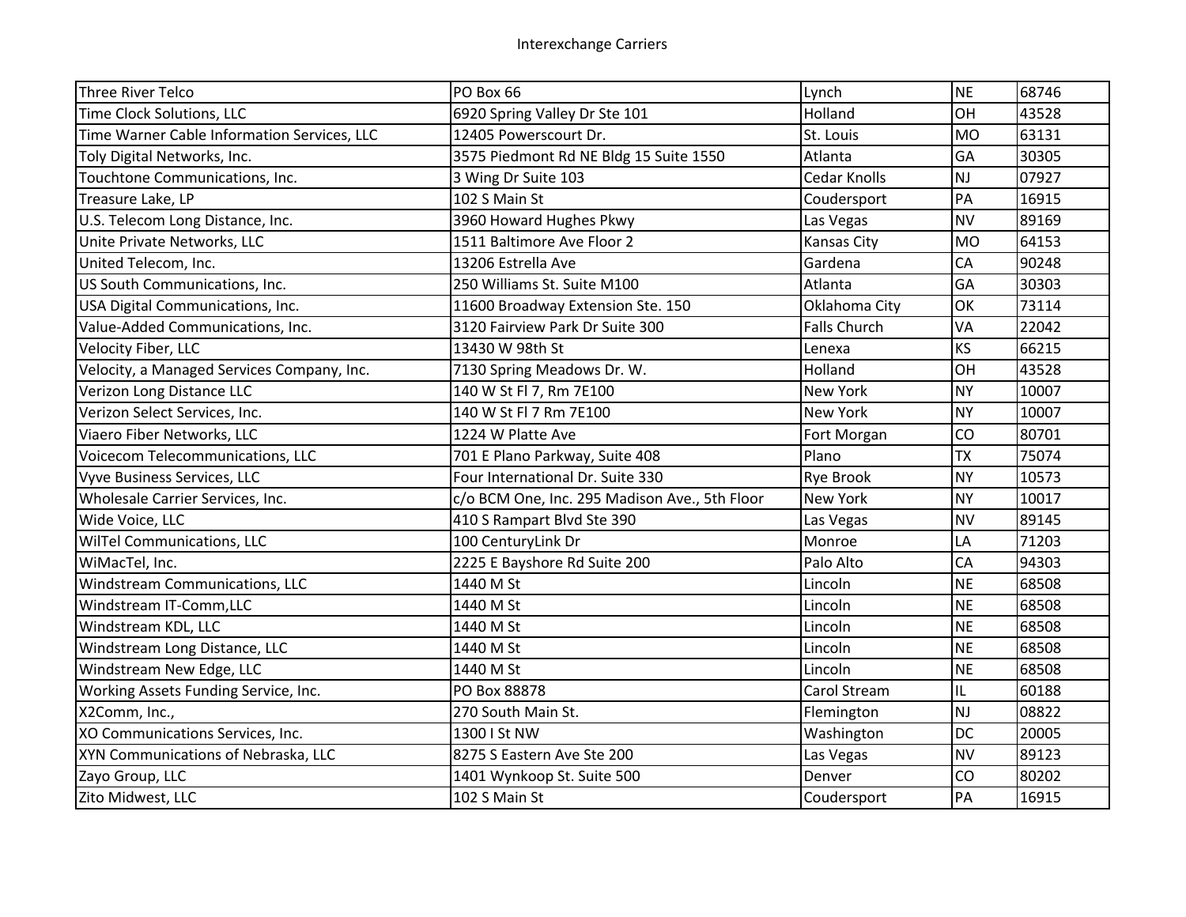Interexchange Carriers

| | | | | |
|---|---|---|---|---|
| Three River Telco | PO Box 66 | Lynch | NE | 68746 |
| Time Clock Solutions, LLC | 6920 Spring Valley Dr Ste 101 | Holland | OH | 43528 |
| Time Warner Cable Information Services, LLC | 12405 Powerscourt Dr. | St. Louis | MO | 63131 |
| Toly Digital Networks, Inc. | 3575 Piedmont Rd NE Bldg 15 Suite 1550 | Atlanta | GA | 30305 |
| Touchtone Communications, Inc. | 3 Wing Dr Suite 103 | Cedar Knolls | NJ | 07927 |
| Treasure Lake, LP | 102 S Main St | Coudersport | PA | 16915 |
| U.S. Telecom Long Distance, Inc. | 3960 Howard Hughes Pkwy | Las Vegas | NV | 89169 |
| Unite Private Networks, LLC | 1511 Baltimore Ave Floor 2 | Kansas City | MO | 64153 |
| United Telecom, Inc. | 13206 Estrella Ave | Gardena | CA | 90248 |
| US South Communications, Inc. | 250 Williams St. Suite M100 | Atlanta | GA | 30303 |
| USA Digital Communications, Inc. | 11600 Broadway Extension Ste. 150 | Oklahoma City | OK | 73114 |
| Value-Added Communications, Inc. | 3120 Fairview Park Dr Suite 300 | Falls Church | VA | 22042 |
| Velocity Fiber, LLC | 13430 W 98th St | Lenexa | KS | 66215 |
| Velocity, a Managed Services Company, Inc. | 7130 Spring Meadows Dr. W. | Holland | OH | 43528 |
| Verizon Long Distance LLC | 140 W St Fl 7, Rm 7E100 | New York | NY | 10007 |
| Verizon Select Services, Inc. | 140 W St Fl 7 Rm 7E100 | New York | NY | 10007 |
| Viaero Fiber Networks, LLC | 1224 W Platte Ave | Fort Morgan | CO | 80701 |
| Voicecom Telecommunications, LLC | 701 E Plano Parkway, Suite 408 | Plano | TX | 75074 |
| Vyve Business Services, LLC | Four International Dr. Suite 330 | Rye Brook | NY | 10573 |
| Wholesale Carrier Services, Inc. | c/o BCM One, Inc. 295 Madison Ave., 5th Floor | New York | NY | 10017 |
| Wide Voice, LLC | 410 S Rampart Blvd Ste 390 | Las Vegas | NV | 89145 |
| WilTel Communications, LLC | 100 CenturyLink Dr | Monroe | LA | 71203 |
| WiMacTel, Inc. | 2225 E Bayshore Rd Suite 200 | Palo Alto | CA | 94303 |
| Windstream Communications, LLC | 1440 M St | Lincoln | NE | 68508 |
| Windstream IT-Comm,LLC | 1440 M St | Lincoln | NE | 68508 |
| Windstream KDL, LLC | 1440 M St | Lincoln | NE | 68508 |
| Windstream Long Distance, LLC | 1440 M St | Lincoln | NE | 68508 |
| Windstream New Edge, LLC | 1440 M St | Lincoln | NE | 68508 |
| Working Assets Funding Service, Inc. | PO Box 88878 | Carol Stream | IL | 60188 |
| X2Comm, Inc., | 270 South Main St. | Flemington | NJ | 08822 |
| XO Communications Services, Inc. | 1300 I St NW | Washington | DC | 20005 |
| XYN Communications of Nebraska, LLC | 8275 S Eastern Ave Ste 200 | Las Vegas | NV | 89123 |
| Zayo Group, LLC | 1401 Wynkoop St. Suite 500 | Denver | CO | 80202 |
| Zito Midwest, LLC | 102 S Main St | Coudersport | PA | 16915 |